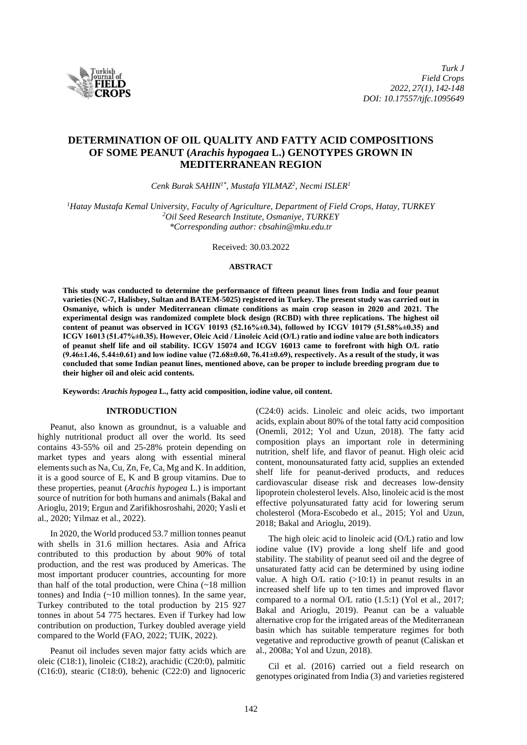# DETERMINATION OF OIL QUALITY AND FATTY ACID COMPOSITIONS OF SOME PEANUT (*Arachis hypogaea* L.) GENOTYPES GROWN IN MEDITERRANEAN REGION

*Cenk Burak SAHIN[1*], Mustafa YILMAZ[2], Necmi ISLER[1]*

*[1]Hatay Mustafa Kemal University, Faculty of Agriculture, Department of Field Crops, Hatay, TURKEY*
*[2]Oil Seed Research Institute, Osmaniye, TURKEY*
*\*Corresponding author: cbsahin@mku.edu.tr*

Received: 30.03.2022

## ABSTRACT

**This study was conducted to determine the performance of fifteen peanut lines from India and four peanut varieties (NC-7, Halisbey, Sultan and BATEM-5025) registered in Turkey. The present study was carried out in Osmaniye, which is under Mediterranean climate conditions as main crop season in 2020 and 2021. The experimental design was randomized complete block design (RCBD) with three replications. The highest oil content of peanut was observed in ICGV 10193 (52.16%±0.34), followed by ICGV 10179 (51.58%±0.35) and ICGV 16013 (51.47%±0.35). However, Oleic Acid / Linoleic Acid (O/L) ratio and iodine value are both indicators of peanut shelf life and oil stability. ICGV 15074 and ICGV 16013 came to forefront with high O/L ratio (9.46±1.46, 5.44±0.61) and low iodine value (72.68±0.60, 76.41±0.69), respectively. As a result of the study, it was concluded that some Indian peanut lines, mentioned above, can be proper to include breeding program due to their higher oil and oleic acid contents.**

**Keywords:** ***Arachis hypogea* L., fatty acid composition, iodine value, oil content.**

## INTRODUCTION

Peanut, also known as groundnut, is a valuable and highly nutritional product all over the world. Its seed contains 43-55% oil and 25-28% protein depending on market types and years along with essential mineral elements such as Na, Cu, Zn, Fe, Ca, Mg and K. In addition, it is a good source of E, K and B group vitamins. Due to these properties, peanut (*Arachis hypogaea* L.) is important source of nutrition for both humans and animals (Bakal and Arioglu, 2019; Ergun and Zarifikhosroshahi, 2020; Yasli et al., 2020; Yilmaz et al., 2022).

In 2020, the World produced 53.7 million tonnes peanut with shells in 31.6 million hectares. Asia and Africa contributed to this production by about 90% of total production, and the rest was produced by Americas. The most important producer countries, accounting for more than half of the total production, were China (~18 million tonnes) and India (~10 million tonnes). In the same year, Turkey contributed to the total production by 215 927 tonnes in about 54 775 hectares. Even if Turkey had low contribution on production, Turkey doubled average yield compared to the World (FAO, 2022; TUIK, 2022).

Peanut oil includes seven major fatty acids which are oleic (C18:1), linoleic (C18:2), arachidic (C20:0), palmitic (C16:0), stearic (C18:0), behenic (C22:0) and lignoceric (C24:0) acids. Linoleic and oleic acids, two important acids, explain about 80% of the total fatty acid composition (Onemli, 2012; Yol and Uzun, 2018). The fatty acid composition plays an important role in determining nutrition, shelf life, and flavor of peanut. High oleic acid content, monounsaturated fatty acid, supplies an extended shelf life for peanut-derived products, and reduces cardiovascular disease risk and decreases low-density lipoprotein cholesterol levels. Also, linoleic acid is the most effective polyunsaturated fatty acid for lowering serum cholesterol (Mora-Escobedo et al., 2015; Yol and Uzun, 2018; Bakal and Arioglu, 2019).

The high oleic acid to linoleic acid (O/L) ratio and low iodine value (IV) provide a long shelf life and good stability. The stability of peanut seed oil and the degree of unsaturated fatty acid can be determined by using iodine value. A high O/L ratio (>10:1) in peanut results in an increased shelf life up to ten times and improved flavor compared to a normal O/L ratio (1.5:1) (Yol et al., 2017; Bakal and Arioglu, 2019). Peanut can be a valuable alternative crop for the irrigated areas of the Mediterranean basin which has suitable temperature regimes for both vegetative and reproductive growth of peanut (Caliskan et al., 2008a; Yol and Uzun, 2018).

Cil et al. (2016) carried out a field research on genotypes originated from India (3) and varieties registered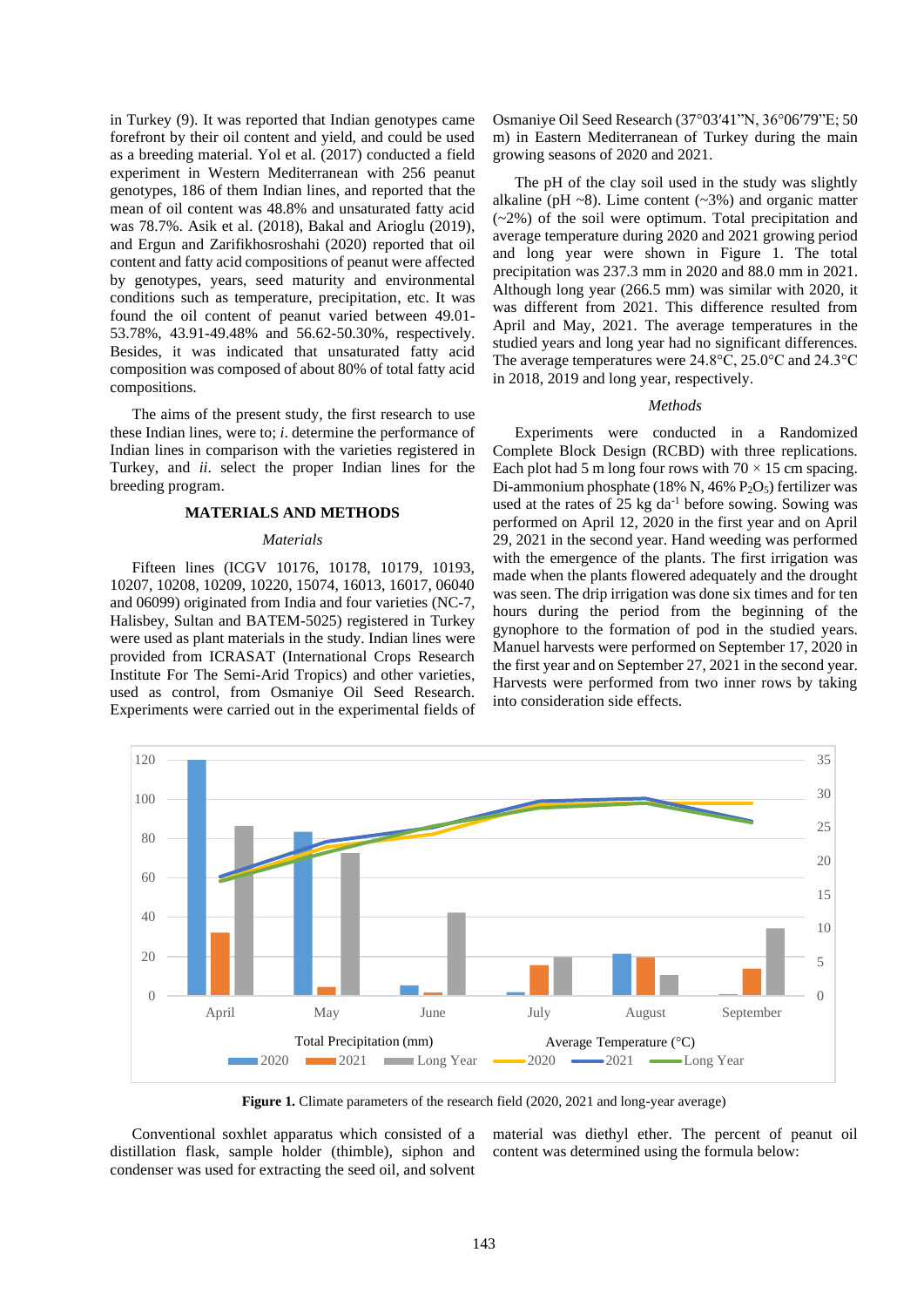in Turkey (9). It was reported that Indian genotypes came forefront by their oil content and yield, and could be used as a breeding material. Yol et al. (2017) conducted a field experiment in Western Mediterranean with 256 peanut genotypes, 186 of them Indian lines, and reported that the mean of oil content was 48.8% and unsaturated fatty acid was 78.7%. Asik et al. (2018), Bakal and Arioglu (2019), and Ergun and Zarifikhosroshahi (2020) reported that oil content and fatty acid compositions of peanut were affected by genotypes, years, seed maturity and environmental conditions such as temperature, precipitation, etc. It was found the oil content of peanut varied between 49.01-53.78%, 43.91-49.48% and 56.62-50.30%, respectively. Besides, it was indicated that unsaturated fatty acid composition was composed of about 80% of total fatty acid compositions.

The aims of the present study, the first research to use these Indian lines, were to; *i*. determine the performance of Indian lines in comparison with the varieties registered in Turkey, and *ii*. select the proper Indian lines for the breeding program.

## MATERIALS AND METHODS

### *Materials*

Fifteen lines (ICGV 10176, 10178, 10179, 10193, 10207, 10208, 10209, 10220, 15074, 16013, 16017, 06040 and 06099) originated from India and four varieties (NC-7, Halisbey, Sultan and BATEM-5025) registered in Turkey were used as plant materials in the study. Indian lines were provided from ICRASAT (International Crops Research Institute For The Semi-Arid Tropics) and other varieties, used as control, from Osmaniye Oil Seed Research. Experiments were carried out in the experimental fields of Osmaniye Oil Seed Research (37°03′41"N, 36°06′79"E; 50 m) in Eastern Mediterranean of Turkey during the main growing seasons of 2020 and 2021.

The pH of the clay soil used in the study was slightly alkaline (pH ~8). Lime content (~3%) and organic matter (~2%) of the soil were optimum. Total precipitation and average temperature during 2020 and 2021 growing period and long year were shown in Figure 1. The total precipitation was 237.3 mm in 2020 and 88.0 mm in 2021. Although long year (266.5 mm) was similar with 2020, it was different from 2021. This difference resulted from April and May, 2021. The average temperatures in the studied years and long year had no significant differences. The average temperatures were 24.8°C, 25.0°C and 24.3°C in 2018, 2019 and long year, respectively.

### *Methods*

Experiments were conducted in a Randomized Complete Block Design (RCBD) with three replications. Each plot had 5 m long four rows with 70 × 15 cm spacing. Di-ammonium phosphate (18% N, 46% $P_2O_5$) fertilizer was used at the rates of 25 kg da$^{-1}$ before sowing. Sowing was performed on April 12, 2020 in the first year and on April 29, 2021 in the second year. Hand weeding was performed with the emergence of the plants. The first irrigation was made when the plants flowered adequately and the drought was seen. The drip irrigation was done six times and for ten hours during the period from the beginning of the gynophore to the formation of pod in the studied years. Manuel harvests were performed on September 17, 2020 in the first year and on September 27, 2021 in the second year. Harvests were performed from two inner rows by taking into consideration side effects.

**Figure 1.** Climate parameters of the research field (2020, 2021 and long-year average)

Conventional soxhlet apparatus which consisted of a distillation flask, sample holder (thimble), siphon and condenser was used for extracting the seed oil, and solvent material was diethyl ether. The percent of peanut oil content was determined using the formula below: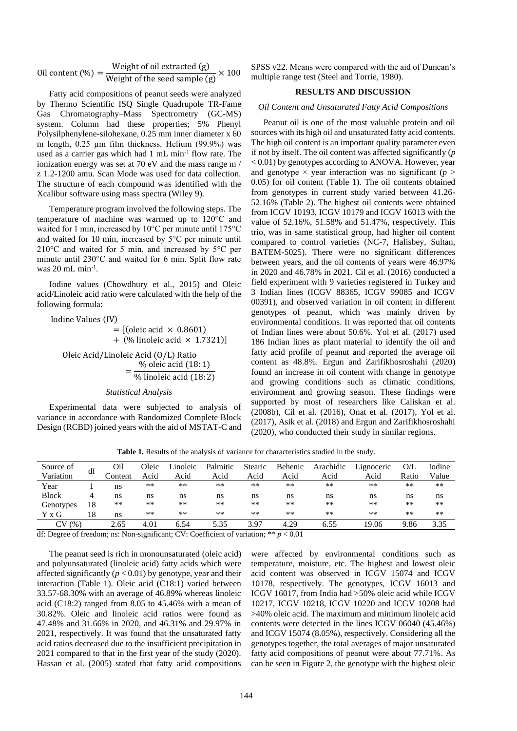$$\text{Oil content (\%)} = \frac{\text{Weight of oil extracted (g)}}{\text{Weight of the seed sample (g)}} \times 100$$

Fatty acid compositions of peanut seeds were analyzed by Thermo Scientific ISQ Single Quadrupole TR-Fame Gas Chromatography–Mass Spectrometry (GC-MS) system. Column had these properties; 5% Phenyl Polysilphenylene-silohexane, 0.25 mm inner diameter x 60 m length, 0.25 µm film thickness. Helium (99.9%) was used as a carrier gas which had 1 mL min$^{-1}$ flow rate. The ionization energy was set at 70 eV and the mass range m / z 1.2-1200 amu. Scan Mode was used for data collection. The structure of each compound was identified with the Xcalibur software using mass spectra (Wiley 9).

Temperature program involved the following steps. The temperature of machine was warmed up to 120°C and waited for 1 min, increased by 10°C per minute until 175°C and waited for 10 min, increased by 5°C per minute until 210°C and waited for 5 min, and increased by 5°C per minute until 230°C and waited for 6 min. Split flow rate was 20 mL min$^{-1}$.

Iodine values (Chowdhury et al., 2015) and Oleic acid/Linoleic acid ratio were calculated with the help of the following formula:

$$\text{Iodine Values (IV)} = [(\text{oleic acid} \times 0.8601) + (\%\ \text{linoleic acid} \times 1.7321)]$$

$$\text{Oleic Acid/Linoleic Acid (O/L) Ratio} = \frac{\%\ \text{oleic acid (18:1)}}{\%\ \text{linoleic acid (18:2)}}$$

### *Statistical Analysis*

Experimental data were subjected to analysis of variance in accordance with Randomized Complete Block Design (RCBD) joined years with the aid of MSTAT-C and SPSS v22. Means were compared with the aid of Duncan's multiple range test (Steel and Torrie, 1980).

## RESULTS AND DISCUSSION

### *Oil Content and Unsaturated Fatty Acid Compositions*

Peanut oil is one of the most valuable protein and oil sources with its high oil and unsaturated fatty acid contents. The high oil content is an important quality parameter even if not by itself. The oil content was affected significantly ($p < 0.01$) by genotypes according to ANOVA. However, year and genotype × year interaction was no significant ($p > 0.05$) for oil content (Table 1). The oil contents obtained from genotypes in current study varied between 41.26-52.16% (Table 2). The highest oil contents were obtained from ICGV 10193, ICGV 10179 and ICGV 16013 with the value of 52.16%, 51.58% and 51.47%, respectively. This trio, was in same statistical group, had higher oil content compared to control varieties (NC-7, Halisbey, Sultan, BATEM-5025). There were no significant differences between years, and the oil contents of years were 46.97% in 2020 and 46.78% in 2021. Cil et al. (2016) conducted a field experiment with 9 varieties registered in Turkey and 3 Indian lines (ICGV 88365, ICGV 99085 and ICGV 00391), and observed variation in oil content in different genotypes of peanut, which was mainly driven by environmental conditions. It was reported that oil contents of Indian lines were about 50.6%. Yol et al. (2017) used 186 Indian lines as plant material to identify the oil and fatty acid profile of peanut and reported the average oil content as 48.8%. Ergun and Zarifikhosroshahi (2020) found an increase in oil content with change in genotype and growing conditions such as climatic conditions, environment and growing season. These findings were supported by most of researchers like Caliskan et al. (2008b), Cil et al. (2016), Onat et al. (2017), Yol et al. (2017), Asik et al. (2018) and Ergun and Zarifikhosroshahi (2020), who conducted their study in similar regions.

**Table 1.** Results of the analysis of variance for characteristics studied in the study.

| Source of Variation | df | Oil Content | Oleic Acid | Linoleic Acid | Palmitic Acid | Stearic Acid | Behenic Acid | Arachidic Acid | Lignoceric Acid | O/L Ratio | Iodine Value |
|---|---|---|---|---|---|---|---|---|---|---|---|
| Year | 1 | ns | ** | ** | ** | ** | ** | ** | ** | ** | ** |
| Block | 4 | ns | ns | ns | ns | ns | ns | ns | ns | ns | ns |
| Genotypes | 18 | ** | ** | ** | ** | ** | ** | ** | ** | ** | ** |
| Y x G | 18 | ns | ** | ** | ** | ** | ** | ** | ** | ** | ** |
| CV (%) | | 2.65 | 4.01 | 6.54 | 5.35 | 3.97 | 4.29 | 6.55 | 19.06 | 9.86 | 3.35 |

df: Degree of freedom; ns: Non-significant; CV: Coefficient of variation; ** $p < 0.01$

The peanut seed is rich in monounsaturated (oleic acid) and polyunsaturated (linoleic acid) fatty acids which were affected significantly ($p < 0.01$) by genotype, year and their interaction (Table 1). Oleic acid (C18:1) varied between 33.57-68.30% with an average of 46.89% whereas linoleic acid (C18:2) ranged from 8.05 to 45.46% with a mean of 30.82%. Oleic and linoleic acid ratios were found as 47.48% and 31.66% in 2020, and 46.31% and 29.97% in 2021, respectively. It was found that the unsaturated fatty acid ratios decreased due to the insufficient precipitation in 2021 compared to that in the first year of the study (2020). Hassan et al. (2005) stated that fatty acid compositions were affected by environmental conditions such as temperature, moisture, etc. The highest and lowest oleic acid content was observed in ICGV 15074 and ICGV 10178, respectively. The genotypes, ICGV 16013 and ICGV 16017, from India had >50% oleic acid while ICGV 10217, ICGV 10218, ICGV 10220 and ICGV 10208 had >40% oleic acid. The maximum and minimum linoleic acid contents were detected in the lines ICGV 06040 (45.46%) and ICGV 15074 (8.05%), respectively. Considering all the genotypes together, the total averages of major unsaturated fatty acid compositions of peanut were about 77.71%. As can be seen in Figure 2, the genotype with the highest oleic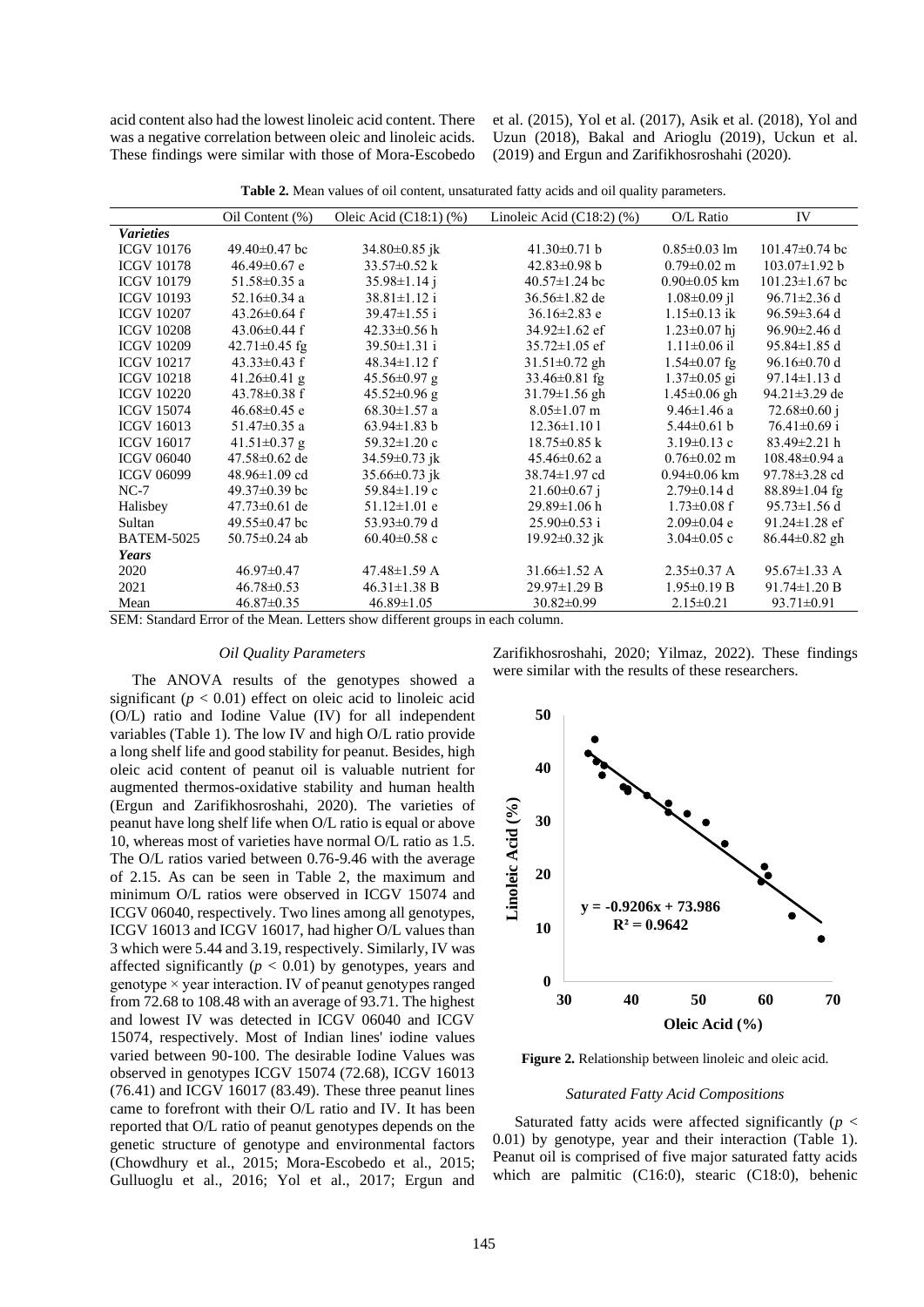acid content also had the lowest linoleic acid content. There was a negative correlation between oleic and linoleic acids. These findings were similar with those of Mora-Escobedo et al. (2015), Yol et al. (2017), Asik et al. (2018), Yol and Uzun (2018), Bakal and Arioglu (2019), Uckun et al. (2019) and Ergun and Zarifikhosroshahi (2020).

**Table 2.** Mean values of oil content, unsaturated fatty acids and oil quality parameters.

| | Oil Content (%) | Oleic Acid (C18:1) (%) | Linoleic Acid (C18:2) (%) | O/L Ratio | IV |
|---|---|---|---|---|---|
| ***Varieties*** | | | | | |
| ICGV 10176 | 49.40±0.47 bc | 34.80±0.85 jk | 41.30±0.71 b | 0.85±0.03 lm | 101.47±0.74 bc |
| ICGV 10178 | 46.49±0.67 e | 33.57±0.52 k | 42.83±0.98 b | 0.79±0.02 m | 103.07±1.92 b |
| ICGV 10179 | 51.58±0.35 a | 35.98±1.14 j | 40.57±1.24 bc | 0.90±0.05 km | 101.23±1.67 bc |
| ICGV 10193 | 52.16±0.34 a | 38.81±1.12 i | 36.56±1.82 de | 1.08±0.09 jl | 96.71±2.36 d |
| ICGV 10207 | 43.26±0.64 f | 39.47±1.55 i | 36.16±2.83 e | 1.15±0.13 ik | 96.59±3.64 d |
| ICGV 10208 | 43.06±0.44 f | 42.33±0.56 h | 34.92±1.62 ef | 1.23±0.07 hj | 96.90±2.46 d |
| ICGV 10209 | 42.71±0.45 fg | 39.50±1.31 i | 35.72±1.05 ef | 1.11±0.06 il | 95.84±1.85 d |
| ICGV 10217 | 43.33±0.43 f | 48.34±1.12 f | 31.51±0.72 gh | 1.54±0.07 fg | 96.16±0.70 d |
| ICGV 10218 | 41.26±0.41 g | 45.56±0.97 g | 33.46±0.81 fg | 1.37±0.05 gi | 97.14±1.13 d |
| ICGV 10220 | 43.78±0.38 f | 45.52±0.96 g | 31.79±1.56 gh | 1.45±0.06 gh | 94.21±3.29 de |
| ICGV 15074 | 46.68±0.45 e | 68.30±1.57 a | 8.05±1.07 m | 9.46±1.46 a | 72.68±0.60 j |
| ICGV 16013 | 51.47±0.35 a | 63.94±1.83 b | 12.36±1.10 l | 5.44±0.61 b | 76.41±0.69 i |
| ICGV 16017 | 41.51±0.37 g | 59.32±1.20 c | 18.75±0.85 k | 3.19±0.13 c | 83.49±2.21 h |
| ICGV 06040 | 47.58±0.62 de | 34.59±0.73 jk | 45.46±0.62 a | 0.76±0.02 m | 108.48±0.94 a |
| ICGV 06099 | 48.96±1.09 cd | 35.66±0.73 jk | 38.74±1.97 cd | 0.94±0.06 km | 97.78±3.28 cd |
| NC-7 | 49.37±0.39 bc | 59.84±1.19 c | 21.60±0.67 j | 2.79±0.14 d | 88.89±1.04 fg |
| Halisbey | 47.73±0.61 de | 51.12±1.01 e | 29.89±1.06 h | 1.73±0.08 f | 95.73±1.56 d |
| Sultan | 49.55±0.47 bc | 53.93±0.79 d | 25.90±0.53 i | 2.09±0.04 e | 91.24±1.28 ef |
| BATEM-5025 | 50.75±0.24 ab | 60.40±0.58 c | 19.92±0.32 jk | 3.04±0.05 c | 86.44±0.82 gh |
| ***Years*** | | | | | |
| 2020 | 46.97±0.47 | 47.48±1.59 A | 31.66±1.52 A | 2.35±0.37 A | 95.67±1.33 A |
| 2021 | 46.78±0.53 | 46.31±1.38 B | 29.97±1.29 B | 1.95±0.19 B | 91.74±1.20 B |
| Mean | 46.87±0.35 | 46.89±1.05 | 30.82±0.99 | 2.15±0.21 | 93.71±0.91 |

SEM: Standard Error of the Mean. Letters show different groups in each column.

### *Oil Quality Parameters*

The ANOVA results of the genotypes showed a significant ($p < 0.01$) effect on oleic acid to linoleic acid (O/L) ratio and Iodine Value (IV) for all independent variables (Table 1). The low IV and high O/L ratio provide a long shelf life and good stability for peanut. Besides, high oleic acid content of peanut oil is valuable nutrient for augmented thermos-oxidative stability and human health (Ergun and Zarifikhosroshahi, 2020). The varieties of peanut have long shelf life when O/L ratio is equal or above 10, whereas most of varieties have normal O/L ratio as 1.5. The O/L ratios varied between 0.76-9.46 with the average of 2.15. As can be seen in Table 2, the maximum and minimum O/L ratios were observed in ICGV 15074 and ICGV 06040, respectively. Two lines among all genotypes, ICGV 16013 and ICGV 16017, had higher O/L values than 3 which were 5.44 and 3.19, respectively. Similarly, IV was affected significantly ($p < 0.01$) by genotypes, years and genotype × year interaction. IV of peanut genotypes ranged from 72.68 to 108.48 with an average of 93.71. The highest and lowest IV was detected in ICGV 06040 and ICGV 15074, respectively. Most of Indian lines' iodine values varied between 90-100. The desirable Iodine Values was observed in genotypes ICGV 15074 (72.68), ICGV 16013 (76.41) and ICGV 16017 (83.49). These three peanut lines came to forefront with their O/L ratio and IV. It has been reported that O/L ratio of peanut genotypes depends on the genetic structure of genotype and environmental factors (Chowdhury et al., 2015; Mora-Escobedo et al., 2015; Gulluoglu et al., 2016; Yol et al., 2017; Ergun and Zarifikhosroshahi, 2020; Yilmaz, 2022). These findings were similar with the results of these researchers.

**Figure 2.** Relationship between linoleic and oleic acid.

### *Saturated Fatty Acid Compositions*

Saturated fatty acids were affected significantly ($p < 0.01$) by genotype, year and their interaction (Table 1). Peanut oil is comprised of five major saturated fatty acids which are palmitic (C16:0), stearic (C18:0), behenic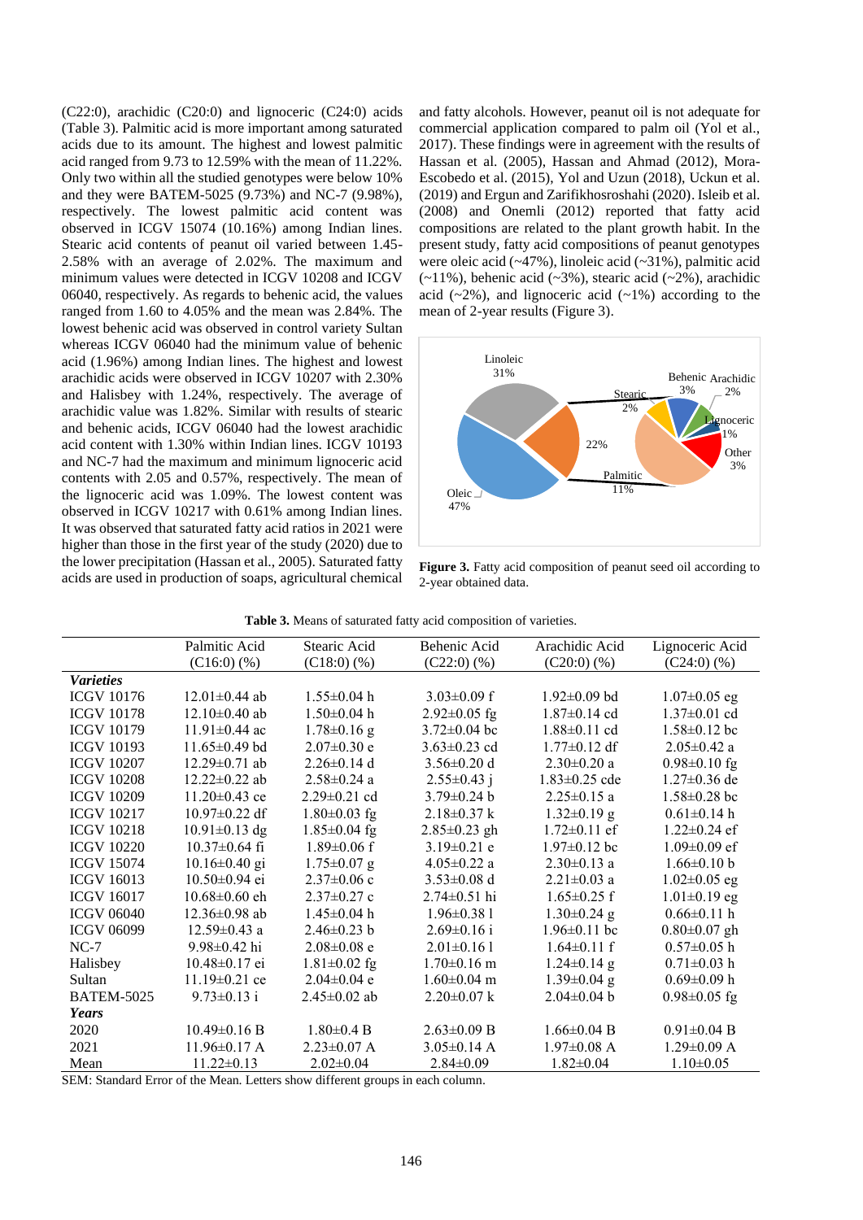(C22:0), arachidic (C20:0) and lignoceric (C24:0) acids (Table 3). Palmitic acid is more important among saturated acids due to its amount. The highest and lowest palmitic acid ranged from 9.73 to 12.59% with the mean of 11.22%. Only two within all the studied genotypes were below 10% and they were BATEM-5025 (9.73%) and NC-7 (9.98%), respectively. The lowest palmitic acid content was observed in ICGV 15074 (10.16%) among Indian lines. Stearic acid contents of peanut oil varied between 1.45-2.58% with an average of 2.02%. The maximum and minimum values were detected in ICGV 10208 and ICGV 06040, respectively. As regards to behenic acid, the values ranged from 1.60 to 4.05% and the mean was 2.84%. The lowest behenic acid was observed in control variety Sultan whereas ICGV 06040 had the minimum value of behenic acid (1.96%) among Indian lines. The highest and lowest arachidic acids were observed in ICGV 10207 with 2.30% and Halisbey with 1.24%, respectively. The average of arachidic value was 1.82%. Similar with results of stearic and behenic acids, ICGV 06040 had the lowest arachidic acid content with 1.30% within Indian lines. ICGV 10193 and NC-7 had the maximum and minimum lignoceric acid contents with 2.05 and 0.57%, respectively. The mean of the lignoceric acid was 1.09%. The lowest content was observed in ICGV 10217 with 0.61% among Indian lines. It was observed that saturated fatty acid ratios in 2021 were higher than those in the first year of the study (2020) due to the lower precipitation (Hassan et al., 2005). Saturated fatty acids are used in production of soaps, agricultural chemical and fatty alcohols. However, peanut oil is not adequate for commercial application compared to palm oil (Yol et al., 2017). These findings were in agreement with the results of Hassan et al. (2005), Hassan and Ahmad (2012), Mora-Escobedo et al. (2015), Yol and Uzun (2018), Uckun et al. (2019) and Ergun and Zarifikhosroshahi (2020). Isleib et al. (2008) and Onemli (2012) reported that fatty acid compositions are related to the plant growth habit. In the present study, fatty acid compositions of peanut genotypes were oleic acid (~47%), linoleic acid (~31%), palmitic acid (~11%), behenic acid (~3%), stearic acid (~2%), arachidic acid (~2%), and lignoceric acid (~1%) according to the mean of 2-year results (Figure 3).

**Figure 3.** Fatty acid composition of peanut seed oil according to 2-year obtained data.

**Table 3.** Means of saturated fatty acid composition of varieties.

| | Palmitic Acid (C16:0) (%) | Stearic Acid (C18:0) (%) | Behenic Acid (C22:0) (%) | Arachidic Acid (C20:0) (%) | Lignoceric Acid (C24:0) (%) |
|---|---|---|---|---|---|
| ***Varieties*** | | | | | |
| ICGV 10176 | 12.01±0.44 ab | 1.55±0.04 h | 3.03±0.09 f | 1.92±0.09 bd | 1.07±0.05 eg |
| ICGV 10178 | 12.10±0.40 ab | 1.50±0.04 h | 2.92±0.05 fg | 1.87±0.14 cd | 1.37±0.01 cd |
| ICGV 10179 | 11.91±0.44 ac | 1.78±0.16 g | 3.72±0.04 bc | 1.88±0.11 cd | 1.58±0.12 bc |
| ICGV 10193 | 11.65±0.49 bd | 2.07±0.30 e | 3.63±0.23 cd | 1.77±0.12 df | 2.05±0.42 a |
| ICGV 10207 | 12.29±0.71 ab | 2.26±0.14 d | 3.56±0.20 d | 2.30±0.20 a | 0.98±0.10 fg |
| ICGV 10208 | 12.22±0.22 ab | 2.58±0.24 a | 2.55±0.43 j | 1.83±0.25 cde | 1.27±0.36 de |
| ICGV 10209 | 11.20±0.43 ce | 2.29±0.21 cd | 3.79±0.24 b | 2.25±0.15 a | 1.58±0.28 bc |
| ICGV 10217 | 10.97±0.22 df | 1.80±0.03 fg | 2.18±0.37 k | 1.32±0.19 g | 0.61±0.14 h |
| ICGV 10218 | 10.91±0.13 dg | 1.85±0.04 fg | 2.85±0.23 gh | 1.72±0.11 ef | 1.22±0.24 ef |
| ICGV 10220 | 10.37±0.64 fi | 1.89±0.06 f | 3.19±0.21 e | 1.97±0.12 bc | 1.09±0.09 ef |
| ICGV 15074 | 10.16±0.40 gi | 1.75±0.07 g | 4.05±0.22 a | 2.30±0.13 a | 1.66±0.10 b |
| ICGV 16013 | 10.50±0.94 ei | 2.37±0.06 c | 3.53±0.08 d | 2.21±0.03 a | 1.02±0.05 eg |
| ICGV 16017 | 10.68±0.60 eh | 2.37±0.27 c | 2.74±0.51 hi | 1.65±0.25 f | 1.01±0.19 eg |
| ICGV 06040 | 12.36±0.98 ab | 1.45±0.04 h | 1.96±0.38 l | 1.30±0.24 g | 0.66±0.11 h |
| ICGV 06099 | 12.59±0.43 a | 2.46±0.23 b | 2.69±0.16 i | 1.96±0.11 bc | 0.80±0.07 gh |
| NC-7 | 9.98±0.42 hi | 2.08±0.08 e | 2.01±0.16 l | 1.64±0.11 f | 0.57±0.05 h |
| Halisbey | 10.48±0.17 ei | 1.81±0.02 fg | 1.70±0.16 m | 1.24±0.14 g | 0.71±0.03 h |
| Sultan | 11.19±0.21 ce | 2.04±0.04 e | 1.60±0.04 m | 1.39±0.04 g | 0.69±0.09 h |
| BATEM-5025 | 9.73±0.13 i | 2.45±0.02 ab | 2.20±0.07 k | 2.04±0.04 b | 0.98±0.05 fg |
| ***Years*** | | | | | |
| 2020 | 10.49±0.16 B | 1.80±0.4 B | 2.63±0.09 B | 1.66±0.04 B | 0.91±0.04 B |
| 2021 | 11.96±0.17 A | 2.23±0.07 A | 3.05±0.14 A | 1.97±0.08 A | 1.29±0.09 A |
| Mean | 11.22±0.13 | 2.02±0.04 | 2.84±0.09 | 1.82±0.04 | 1.10±0.05 |

SEM: Standard Error of the Mean. Letters show different groups in each column.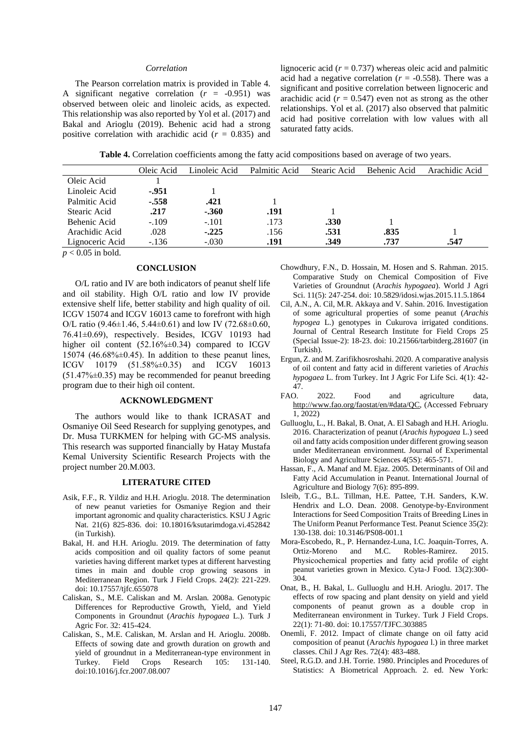### *Correlation*

The Pearson correlation matrix is provided in Table 4. A significant negative correlation ($r$ = -0.951) was observed between oleic and linoleic acids, as expected. This relationship was also reported by Yol et al. (2017) and Bakal and Arioglu (2019). Behenic acid had a strong positive correlation with arachidic acid ($r$ = 0.835) and lignoceric acid ($r$ = 0.737) whereas oleic acid and palmitic acid had a negative correlation ($r$ = -0.558). There was a significant and positive correlation between lignoceric and arachidic acid ($r$ = 0.547) even not as strong as the other relationships. Yol et al. (2017) also observed that palmitic acid had positive correlation with low values with all saturated fatty acids.

**Table 4.** Correlation coefficients among the fatty acid compositions based on average of two years.

| | Oleic Acid | Linoleic Acid | Palmitic Acid | Stearic Acid | Behenic Acid | Arachidic Acid |
|---|---|---|---|---|---|---|
| Oleic Acid | 1 | | | | | |
| Linoleic Acid | **-.951** | 1 | | | | |
| Palmitic Acid | **-.558** | **.421** | 1 | | | |
| Stearic Acid | **.217** | **-.360** | **.191** | 1 | | |
| Behenic Acid | -.109 | -.101 | .173 | **.330** | 1 | |
| Arachidic Acid | .028 | **-.225** | .156 | **.531** | **.835** | 1 |
| Lignoceric Acid | -.136 | -.030 | **.191** | **.349** | **.737** | **.547** |

$p < 0.05$ in bold.

## CONCLUSION

O/L ratio and IV are both indicators of peanut shelf life and oil stability. High O/L ratio and low IV provide extensive shelf life, better stability and high quality of oil. ICGV 15074 and ICGV 16013 came to forefront with high O/L ratio (9.46±1.46, 5.44±0.61) and low IV (72.68±0.60, 76.41±0.69), respectively. Besides, ICGV 10193 had higher oil content (52.16%±0.34) compared to ICGV 15074 (46.68%±0.45). In addition to these peanut lines, ICGV 10179 (51.58%±0.35) and ICGV 16013 (51.47%±0.35) may be recommended for peanut breeding program due to their high oil content.

## ACKNOWLEDGMENT

The authors would like to thank ICRASAT and Osmaniye Oil Seed Research for supplying genotypes, and Dr. Musa TURKMEN for helping with GC-MS analysis. This research was supported financially by Hatay Mustafa Kemal University Scientific Research Projects with the project number 20.M.003.

## LITERATURE CITED

Asik, F.F., R. Yildiz and H.H. Arioglu. 2018. The determination of new peanut varieties for Osmaniye Region and their important agronomic and quality characteristics. KSU J Agric Nat. 21(6) 825-836. doi: 10.18016/ksutarimdoga.vi.452842 (in Turkish).

Bakal, H. and H.H. Arioglu. 2019. The determination of fatty acids composition and oil quality factors of some peanut varieties having different market types at different harvesting times in main and double crop growing seasons in Mediterranean Region. Turk J Field Crops. 24(2): 221-229. doi: 10.17557/tjfc.655078

Caliskan, S., M.E. Caliskan and M. Arslan. 2008a. Genotypic Differences for Reproductive Growth, Yield, and Yield Components in Groundnut (*Arachis hypogaea* L.). Turk J Agric For. 32: 415-424.

Caliskan, S., M.E. Caliskan, M. Arslan and H. Arioglu. 2008b. Effects of sowing date and growth duration on growth and yield of groundnut in a Mediterranean-type environment in Turkey. Field Crops Research 105: 131-140. doi:10.1016/j.fcr.2007.08.007

Chowdhury, F.N., D. Hossain, M. Hosen and S. Rahman. 2015. Comparative Study on Chemical Composition of Five Varieties of Groundnut (A*rachis hypogaea*). World J Agri Sci. 11(5): 247-254. doi: 10.5829/idosi.wjas.2015.11.5.1864

Cil, A.N., A. Cil, M.R. Akkaya and V. Sahin. 2016. Investigation of some agricultural properties of some peanut (*Arachis hypogea* L.) genotypes in Cukurova irrigated conditions. Journal of Central Research Institute for Field Crops 25 (Special Issue-2): 18-23. doi: 10.21566/tarbitderg.281607 (in Turkish).

Ergun, Z. and M. Zarifikhosroshahi. 2020. A comparative analysis of oil content and fatty acid in different varieties of *Arachis hypogaea* L. from Turkey. Int J Agric For Life Sci. 4(1): 42-47.

FAO. 2022. Food and agriculture data, http://www.fao.org/faostat/en/#data/QC, (Accessed February 1, 2022)

Gulluoglu, L., H. Bakal, B. Onat, A. El Sabagh and H.H. Arioglu. 2016. Characterization of peanut (*Arachis hypogaea* L.) seed oil and fatty acids composition under different growing season under Mediterranean environment. Journal of Experimental Biology and Agriculture Sciences 4(5S): 465-571.

Hassan, F., A. Manaf and M. Ejaz. 2005. Determinants of Oil and Fatty Acid Accumulation in Peanut. International Journal of Agriculture and Biology 7(6): 895-899.

Isleib, T.G., B.L. Tillman, H.E. Pattee, T.H. Sanders, K.W. Hendrix and L.O. Dean. 2008. Genotype-by-Environment Interactions for Seed Composition Traits of Breeding Lines in The Uniform Peanut Performance Test. Peanut Science 35(2): 130-138. doi: 10.3146/PS08-001.1

Mora-Escobedo, R., P. Hernandez-Luna, I.C. Joaquin-Torres, A. Ortiz-Moreno and M.C. Robles-Ramirez. 2015. Physicochemical properties and fatty acid profile of eight peanut varieties grown in Mexico. Cyta-J Food. 13(2):300-304.

Onat, B., H. Bakal, L. Gulluoglu and H.H. Arioglu. 2017. The effects of row spacing and plant density on yield and yield components of peanut grown as a double crop in Mediterranean environment in Turkey. Turk J Field Crops. 22(1): 71-80. doi: 10.17557/TJFC.303885

Onemli, F. 2012. Impact of climate change on oil fatty acid composition of peanut (A*rachis hypogaea* l.) in three market classes. Chil J Agr Res. 72(4): 483-488.

Steel, R.G.D. and J.H. Torrie. 1980. Principles and Procedures of Statistics: A Biometrical Approach. 2. ed. New York: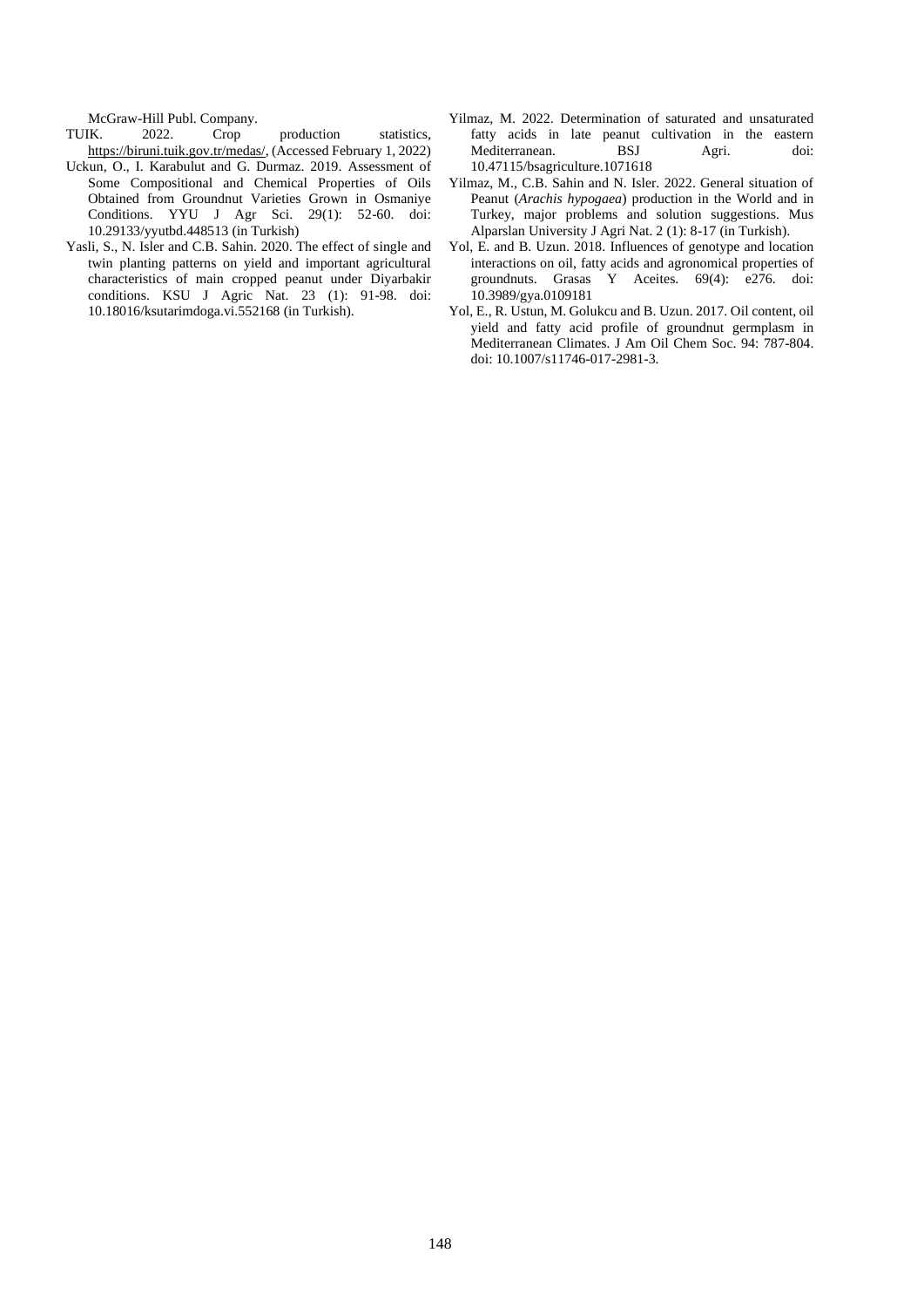McGraw-Hill Publ. Company.

TUIK. 2022. Crop production statistics, https://biruni.tuik.gov.tr/medas/, (Accessed February 1, 2022)

Uckun, O., I. Karabulut and G. Durmaz. 2019. Assessment of Some Compositional and Chemical Properties of Oils Obtained from Groundnut Varieties Grown in Osmaniye Conditions. YYU J Agr Sci. 29(1): 52-60. doi: 10.29133/yyutbd.448513 (in Turkish)

Yasli, S., N. Isler and C.B. Sahin. 2020. The effect of single and twin planting patterns on yield and important agricultural characteristics of main cropped peanut under Diyarbakir conditions. KSU J Agric Nat. 23 (1): 91-98. doi: 10.18016/ksutarimdoga.vi.552168 (in Turkish).

Yilmaz, M. 2022. Determination of saturated and unsaturated fatty acids in late peanut cultivation in the eastern Mediterranean. BSJ Agri. doi: 10.47115/bsagriculture.1071618

Yilmaz, M., C.B. Sahin and N. Isler. 2022. General situation of Peanut (*Arachis hypogaea*) production in the World and in Turkey, major problems and solution suggestions. Mus Alparslan University J Agri Nat. 2 (1): 8-17 (in Turkish).

Yol, E. and B. Uzun. 2018. Influences of genotype and location interactions on oil, fatty acids and agronomical properties of groundnuts. Grasas Y Aceites. 69(4): e276. doi: 10.3989/gya.0109181

Yol, E., R. Ustun, M. Golukcu and B. Uzun. 2017. Oil content, oil yield and fatty acid profile of groundnut germplasm in Mediterranean Climates. J Am Oil Chem Soc. 94: 787-804. doi: 10.1007/s11746-017-2981-3.